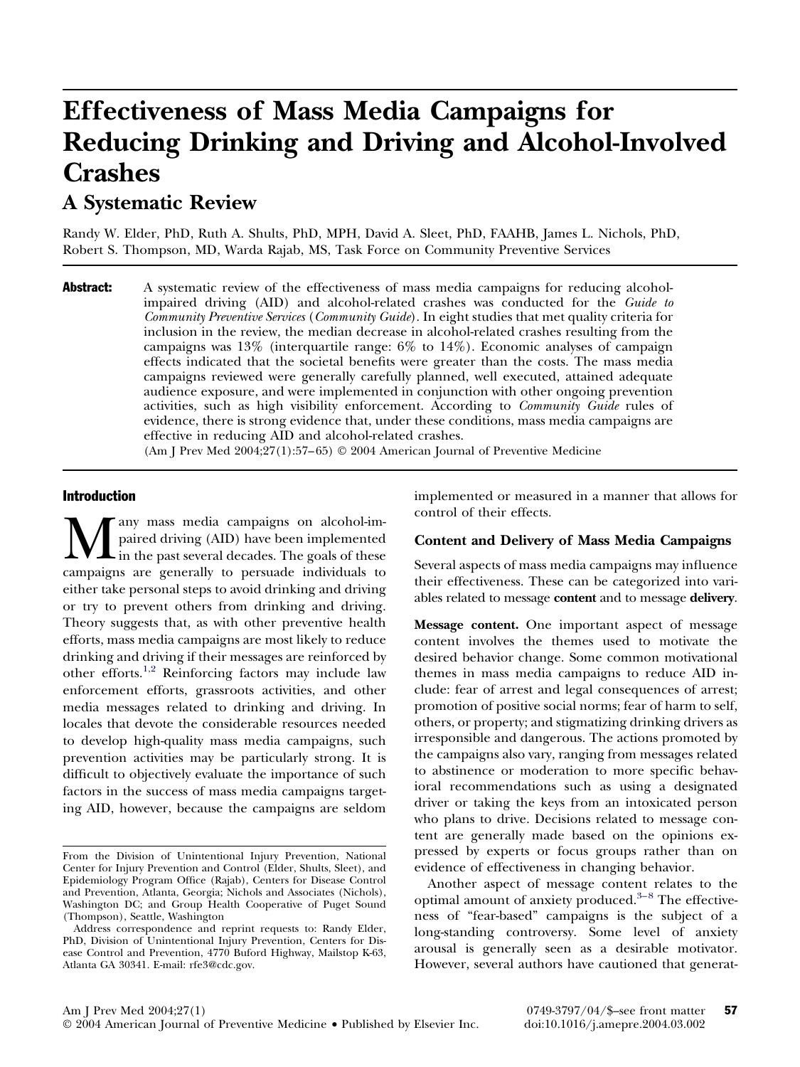# Effectiveness of Mass Media Campaigns for Reducing Drinking and Driving and Alcohol-Involved Crashes

## A Systematic Review

Randy W. Elder, PhD, Ruth A. Shults, PhD, MPH, David A. Sleet, PhD, FAAHB, James L. Nichols, PhD, Robert S. Thompson, MD, Warda Rajab, MS, Task Force on Community Preventive Services

**Abstract:** A systematic review of the effectiveness of mass media campaigns for reducing alcohol-impaired driving (AID) and alcohol-related crashes was conducted for the *Guide to Community Preventive Services* (*Community Guide*). In eight studies that met quality criteria for inclusion in the review, the median decrease in alcohol-related crashes resulting from the campaigns was 13% (interquartile range: 6% to 14%). Economic analyses of campaign effects indicated that the societal benefits were greater than the costs. The mass media campaigns reviewed were generally carefully planned, well executed, attained adequate audience exposure, and were implemented in conjunction with other ongoing prevention activities, such as high visibility enforcement. According to *Community Guide* rules of evidence, there is strong evidence that, under these conditions, mass media campaigns are effective in reducing AID and alcohol-related crashes.

(Am J Prev Med 2004;27(1):57–65) © 2004 American Journal of Preventive Medicine

## Introduction

Many mass media campaigns on alcohol-impaired driving (AID) have been implemented in the past several decades. The goals of these campaigns are generally to persuade individuals to either take personal steps to avoid drinking and driving or try to prevent others from drinking and driving. Theory suggests that, as with other preventive health efforts, mass media campaigns are most likely to reduce drinking and driving if their messages are reinforced by other efforts.[1,2] Reinforcing factors may include law enforcement efforts, grassroots activities, and other media messages related to drinking and driving. In locales that devote the considerable resources needed to develop high-quality mass media campaigns, such prevention activities may be particularly strong. It is difficult to objectively evaluate the importance of such factors in the success of mass media campaigns targeting AID, however, because the campaigns are seldom implemented or measured in a manner that allows for control of their effects.

### Content and Delivery of Mass Media Campaigns

Several aspects of mass media campaigns may influence their effectiveness. These can be categorized into variables related to message **content** and to message **delivery**.

**Message content.** One important aspect of message content involves the themes used to motivate the desired behavior change. Some common motivational themes in mass media campaigns to reduce AID include: fear of arrest and legal consequences of arrest; promotion of positive social norms; fear of harm to self, others, or property; and stigmatizing drinking drivers as irresponsible and dangerous. The actions promoted by the campaigns also vary, ranging from messages related to abstinence or moderation to more specific behavioral recommendations such as using a designated driver or taking the keys from an intoxicated person who plans to drive. Decisions related to message content are generally made based on the opinions expressed by experts or focus groups rather than on evidence of effectiveness in changing behavior.

Another aspect of message content relates to the optimal amount of anxiety produced.[3–8] The effectiveness of "fear-based" campaigns is the subject of a long-standing controversy. Some level of anxiety arousal is generally seen as a desirable motivator. However, several authors have cautioned that generat-

From the Division of Unintentional Injury Prevention, National Center for Injury Prevention and Control (Elder, Shults, Sleet), and Epidemiology Program Office (Rajab), Centers for Disease Control and Prevention, Atlanta, Georgia; Nichols and Associates (Nichols), Washington DC; and Group Health Cooperative of Puget Sound (Thompson), Seattle, Washington

Address correspondence and reprint requests to: Randy Elder, PhD, Division of Unintentional Injury Prevention, Centers for Disease Control and Prevention, 4770 Buford Highway, Mailstop K-63, Atlanta GA 30341. E-mail: rfe3@cdc.gov.

0749-3797/04/$–see front matter
doi:10.1016/j.amepre.2004.03.002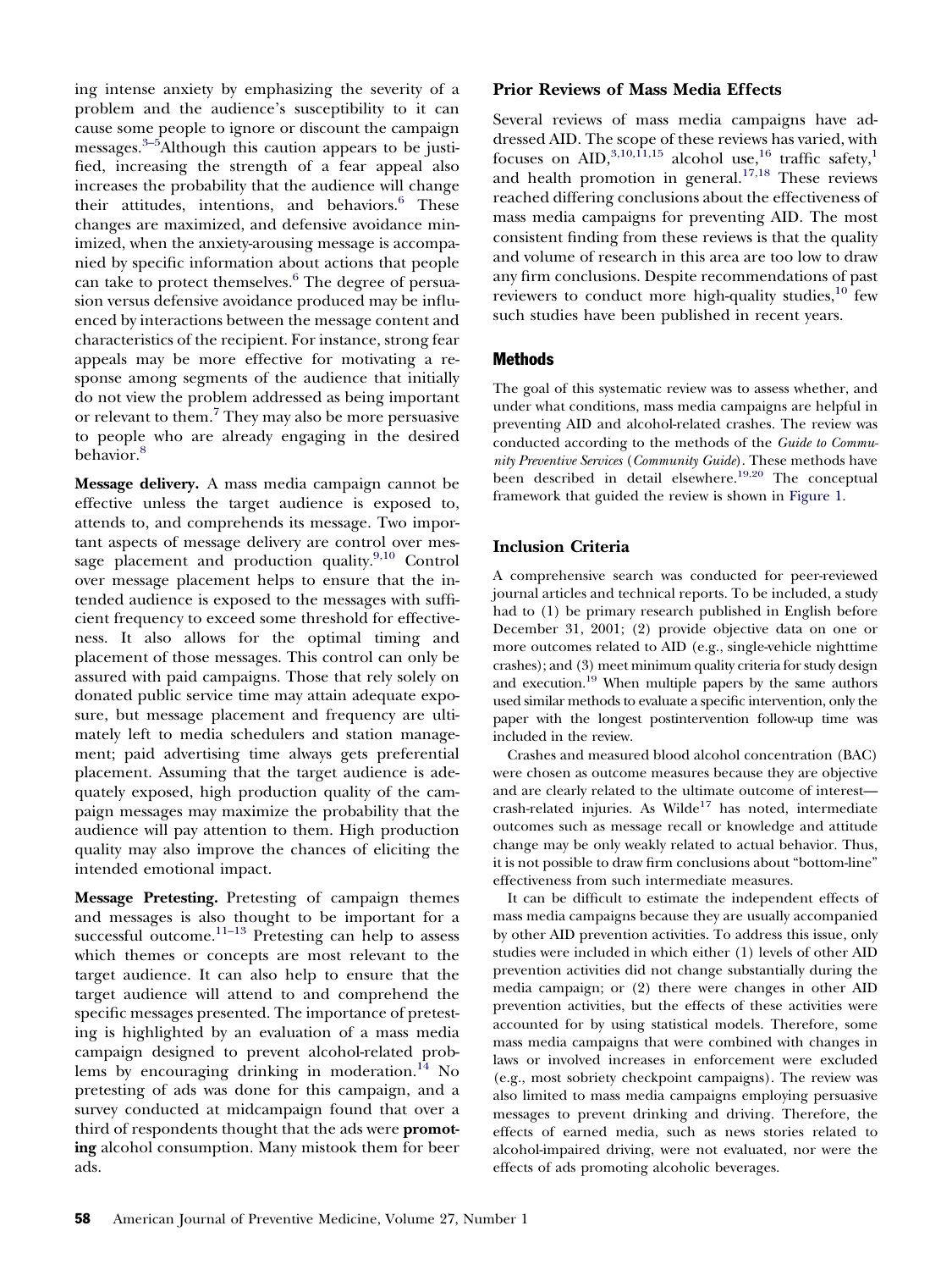ing intense anxiety by emphasizing the severity of a problem and the audience's susceptibility to it can cause some people to ignore or discount the campaign messages.[3–5] Although this caution appears to be justified, increasing the strength of a fear appeal also increases the probability that the audience will change their attitudes, intentions, and behaviors.[6] These changes are maximized, and defensive avoidance minimized, when the anxiety-arousing message is accompanied by specific information about actions that people can take to protect themselves.[6] The degree of persuasion versus defensive avoidance produced may be influenced by interactions between the message content and characteristics of the recipient. For instance, strong fear appeals may be more effective for motivating a response among segments of the audience that initially do not view the problem addressed as being important or relevant to them.[7] They may also be more persuasive to people who are already engaging in the desired behavior.[8]

**Message delivery.** A mass media campaign cannot be effective unless the target audience is exposed to, attends to, and comprehends its message. Two important aspects of message delivery are control over message placement and production quality.[9,10] Control over message placement helps to ensure that the intended audience is exposed to the messages with sufficient frequency to exceed some threshold for effectiveness. It also allows for the optimal timing and placement of those messages. This control can only be assured with paid campaigns. Those that rely solely on donated public service time may attain adequate exposure, but message placement and frequency are ultimately left to media schedulers and station management; paid advertising time always gets preferential placement. Assuming that the target audience is adequately exposed, high production quality of the campaign messages may maximize the probability that the audience will pay attention to them. High production quality may also improve the chances of eliciting the intended emotional impact.

**Message Pretesting.** Pretesting of campaign themes and messages is also thought to be important for a successful outcome.[11–13] Pretesting can help to assess which themes or concepts are most relevant to the target audience. It can also help to ensure that the target audience will attend to and comprehend the specific messages presented. The importance of pretesting is highlighted by an evaluation of a mass media campaign designed to prevent alcohol-related problems by encouraging drinking in moderation.[14] No pretesting of ads was done for this campaign, and a survey conducted at midcampaign found that over a third of respondents thought that the ads were **promoting** alcohol consumption. Many mistook them for beer ads.

### Prior Reviews of Mass Media Effects

Several reviews of mass media campaigns have addressed AID. The scope of these reviews has varied, with focuses on AID,[3,10,11,15] alcohol use,[16] traffic safety,[1] and health promotion in general.[17,18] These reviews reached differing conclusions about the effectiveness of mass media campaigns for preventing AID. The most consistent finding from these reviews is that the quality and volume of research in this area are too low to draw any firm conclusions. Despite recommendations of past reviewers to conduct more high-quality studies,[10] few such studies have been published in recent years.

## Methods

The goal of this systematic review was to assess whether, and under what conditions, mass media campaigns are helpful in preventing AID and alcohol-related crashes. The review was conducted according to the methods of the *Guide to Community Preventive Services* (*Community Guide*). These methods have been described in detail elsewhere.[19,20] The conceptual framework that guided the review is shown in Figure 1.

### Inclusion Criteria

A comprehensive search was conducted for peer-reviewed journal articles and technical reports. To be included, a study had to (1) be primary research published in English before December 31, 2001; (2) provide objective data on one or more outcomes related to AID (e.g., single-vehicle nighttime crashes); and (3) meet minimum quality criteria for study design and execution.[19] When multiple papers by the same authors used similar methods to evaluate a specific intervention, only the paper with the longest postintervention follow-up time was included in the review.

Crashes and measured blood alcohol concentration (BAC) were chosen as outcome measures because they are objective and are clearly related to the ultimate outcome of interest—crash-related injuries. As Wilde[17] has noted, intermediate outcomes such as message recall or knowledge and attitude change may be only weakly related to actual behavior. Thus, it is not possible to draw firm conclusions about "bottom-line" effectiveness from such intermediate measures.

It can be difficult to estimate the independent effects of mass media campaigns because they are usually accompanied by other AID prevention activities. To address this issue, only studies were included in which either (1) levels of other AID prevention activities did not change substantially during the media campaign; or (2) there were changes in other AID prevention activities, but the effects of these activities were accounted for by using statistical models. Therefore, some mass media campaigns that were combined with changes in laws or involved increases in enforcement were excluded (e.g., most sobriety checkpoint campaigns). The review was also limited to mass media campaigns employing persuasive messages to prevent drinking and driving. Therefore, the effects of earned media, such as news stories related to alcohol-impaired driving, were not evaluated, nor were the effects of ads promoting alcoholic beverages.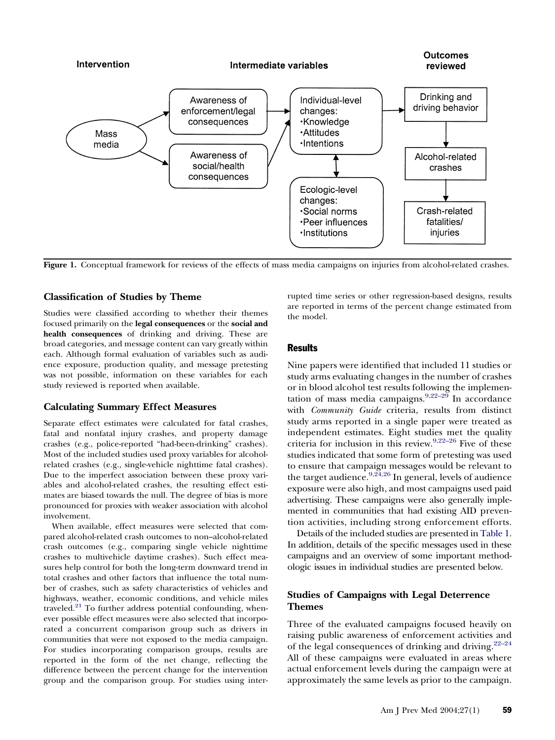Intervention

Intermediate variables

Outcomes reviewed

Mass media

Awareness of enforcement/legal consequences

Awareness of social/health consequences

Individual-level changes:
·Knowledge
·Attitudes
·Intentions

Ecologic-level changes:
·Social norms
·Peer influences
·Institutions

Drinking and driving behavior

Alcohol-related crashes

Crash-related fatalities/ injuries

**Figure 1.** Conceptual framework for reviews of the effects of mass media campaigns on injuries from alcohol-related crashes.

### Classification of Studies by Theme

Studies were classified according to whether their themes focused primarily on the **legal consequences** or the **social and health consequences** of drinking and driving. These are broad categories, and message content can vary greatly within each. Although formal evaluation of variables such as audience exposure, production quality, and message pretesting was not possible, information on these variables for each study reviewed is reported when available.

### Calculating Summary Effect Measures

Separate effect estimates were calculated for fatal crashes, fatal and nonfatal injury crashes, and property damage crashes (e.g., police-reported "had-been-drinking" crashes). Most of the included studies used proxy variables for alcohol-related crashes (e.g., single-vehicle nighttime fatal crashes). Due to the imperfect association between these proxy variables and alcohol-related crashes, the resulting effect estimates are biased towards the null. The degree of bias is more pronounced for proxies with weaker association with alcohol involvement.

When available, effect measures were selected that compared alcohol-related crash outcomes to non–alcohol-related crash outcomes (e.g., comparing single vehicle nighttime crashes to multivehicle daytime crashes). Such effect measures help control for both the long-term downward trend in total crashes and other factors that influence the total number of crashes, such as safety characteristics of vehicles and highways, weather, economic conditions, and vehicle miles traveled.[21] To further address potential confounding, whenever possible effect measures were also selected that incorporated a concurrent comparison group such as drivers in communities that were not exposed to the media campaign. For studies incorporating comparison groups, results are reported in the form of the net change, reflecting the difference between the percent change for the intervention group and the comparison group. For studies using interrupted time series or other regression-based designs, results are reported in terms of the percent change estimated from the model.

## Results

Nine papers were identified that included 11 studies or study arms evaluating changes in the number of crashes or in blood alcohol test results following the implementation of mass media campaigns.[9,22–29] In accordance with *Community Guide* criteria, results from distinct study arms reported in a single paper were treated as independent estimates. Eight studies met the quality criteria for inclusion in this review.[9,22–26] Five of these studies indicated that some form of pretesting was used to ensure that campaign messages would be relevant to the target audience.[9,24,26] In general, levels of audience exposure were also high, and most campaigns used paid advertising. These campaigns were also generally implemented in communities that had existing AID prevention activities, including strong enforcement efforts.

Details of the included studies are presented in Table 1. In addition, details of the specific messages used in these campaigns and an overview of some important methodologic issues in individual studies are presented below.

### Studies of Campaigns with Legal Deterrence Themes

Three of the evaluated campaigns focused heavily on raising public awareness of enforcement activities and of the legal consequences of drinking and driving.[22–24] All of these campaigns were evaluated in areas where actual enforcement levels during the campaign were at approximately the same levels as prior to the campaign.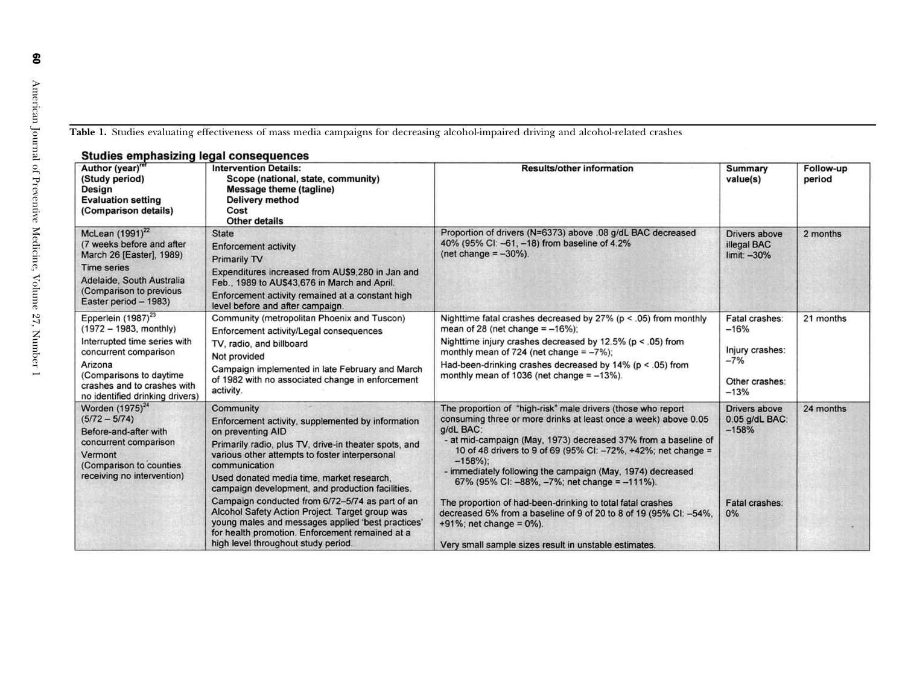**Table 1.** Studies evaluating effectiveness of mass media campaigns for decreasing alcohol-impaired driving and alcohol-related crashes

### Studies emphasizing legal consequences

| Author (year)[ref] (Study period) Design Evaluation setting (Comparison details) | Intervention Details: Scope (national, state, community) Message theme (tagline) Delivery method Cost Other details | Results/other information | Summary value(s) | Follow-up period |
|---|---|---|---|---|
| McLean (1991)[22] (7 weeks before and after March 26 [Easter], 1989) Time series Adelaide, South Australia (Comparison to previous Easter period – 1983) | State Enforcement activity Primarily TV Expenditures increased from AU$9,280 in Jan and Feb., 1989 to AU$43,676 in March and April. Enforcement activity remained at a constant high level before and after campaign. | Proportion of drivers (N=6373) above .08 g/dL BAC decreased 40% (95% CI: –61, –18) from baseline of 4.2% (net change = –30%). | Drivers above illegal BAC limit: –30% | 2 months |
| Epperlein (1987)[23] (1972 – 1983, monthly) Interrupted time series with concurrent comparison Arizona (Comparisons to daytime crashes and to crashes with no identified drinking drivers) | Community (metropolitan Phoenix and Tuscon) Enforcement activity/Legal consequences TV, radio, and billboard Not provided Campaign implemented in late February and March of 1982 with no associated change in enforcement activity. | Nighttime fatal crashes decreased by 27% ($p < .05$) from monthly mean of 28 (net change = –16%); Nighttime injury crashes decreased by 12.5% ($p < .05$) from monthly mean of 724 (net change = –7%); Had-been-drinking crashes decreased by 14% ($p < .05$) from monthly mean of 1036 (net change = –13%). | Fatal crashes: –16% Injury crashes: –7% Other crashes: –13% | 21 months |
| Worden (1975)[24] (5/72 – 5/74) Before-and-after with concurrent comparison Vermont (Comparison to counties receiving no intervention) | Community Enforcement activity, supplemented by information on preventing AID Primarily radio, plus TV, drive-in theater spots, and various other attempts to foster interpersonal communication Used donated media time, market research, campaign development, and production facilities. Campaign conducted from 6/72–5/74 as part of an Alcohol Safety Action Project. Target group was young males and messages applied 'best practices' for health promotion. Enforcement remained at a high level throughout study period. | The proportion of "high-risk" male drivers (those who report consuming three or more drinks at least once a week) above 0.05 g/dL BAC: - at mid-campaign (May, 1973) decreased 37% from a baseline of 10 of 48 drivers to 9 of 69 (95% CI: –72%, +42%; net change = –158%); - immediately following the campaign (May, 1974) decreased 67% (95% CI: –88%, –7%; net change = –111%). The proportion of had-been-drinking to total fatal crashes decreased 6% from a baseline of 9 of 20 to 8 of 19 (95% CI: –54%, +91%; net change = 0%). Very small sample sizes result in unstable estimates. | Drivers above 0.05 g/dL BAC: –158% Fatal crashes: 0% | 24 months |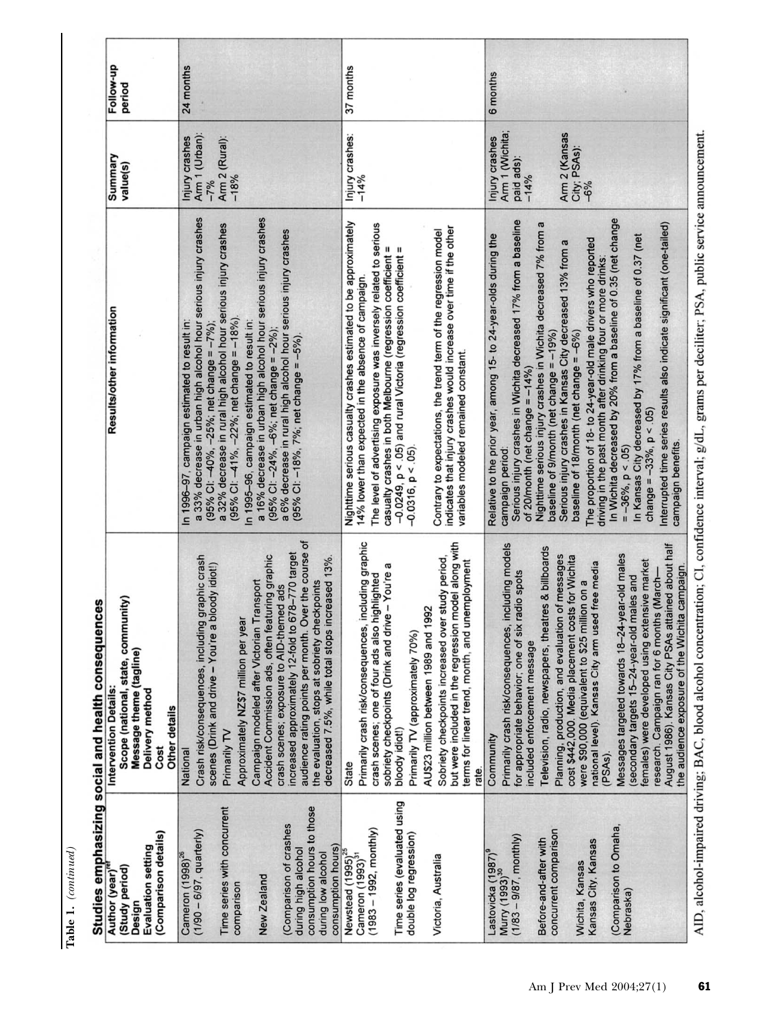**Table 1.** *(continued)*

**Studies emphasizing social and health consequences**

| Author (year)[ref] (Study period) Design Evaluation setting (Comparison details) | Intervention Details: Scope (national, state, community) Message theme (tagline) Delivery method Cost Other details | Results/other information | Summary value(s) | Follow-up period |
|---|---|---|---|---|
| Cameron (1998)[26] (1/90 – 6/97, quarterly)<br><br>Time series with concurrent comparison<br><br>New Zealand<br><br>(Comparison of crashes during high alcohol consumption hours to those during low alcohol consumption hours) | National<br><br>Crash risk/consequences, including graphic crash scenes (Drink and drive – You're a bloody idiot!)<br><br>Primarily TV<br><br>Approximately NZ$7 million per year<br><br>Campaign modeled after Victorian Transport Accident Commission ads, often featuring graphic crash scenes; exposure to AID-themed ads increased approximately 12-fold to 678–770 target audience rating points per month. Over the course of the evaluation, stops at sobriety checkpoints decreased 7.5%, while total stops increased 13%. | In 1996–97, campaign estimated to result in:<br>a 33% decrease in urban high alcohol hour serious injury crashes (95% CI: −40%, −25%; net change = −7%);<br>a 32% decrease in rural high alcohol hour serious injury crashes (95% CI: −41%, −22%; net change = −18%).<br>In 1995–96, campaign estimated to result in:<br>a 16% decrease in urban high alcohol hour serious injury crashes (95% CI: −24%, −6%; net change = −2%);<br>a 6% decrease in rural high alcohol hour serious injury crashes (95% CI: −18%, 7%; net change = −5%). | Injury crashes<br>Arm 1 (Urban): −7%<br>Arm 2 (Rural): −18% | 24 months |
| Newstead (1995)[25] Cameron (1993)[31] (1983 – 1992, monthly)<br><br>Time series (evaluated using double log regression)<br><br>Victoria, Australia | State<br><br>Primarily crash risk/consequences, including graphic crash scenes; one of four ads also highlighted sobriety checkpoints (Drink and drive – You're a bloody idiot!)<br><br>Primarily TV (approximately 70%)<br><br>AU$23 million between 1989 and 1992<br><br>Sobriety checkpoints increased over study period, but were included in the regression model along with terms for linear trend, month, and unemployment rate. | Nighttime serious casualty crashes estimated to be approximately 14% lower than expected in the absence of campaign.<br>The level of advertising exposure was inversely related to serious casualty crashes in both Melbourne (regression coefficient = −0.0249, $p < .05$) and rural Victoria (regression coefficient = −0.0316, $p < .05$).<br><br>Contrary to expectations, the trend term of the regression model indicates that injury crashes would increase over time if the other variables modeled remained constant. | Injury crashes: −14% | 37 months |
| Lastovicka (1987)[9] Murry (1993)[30] (1/83 – 9/87, monthly)<br><br>Before-and-after with concurrent comparison<br><br>Wichita, Kansas Kansas City, Kansas<br><br>(Comparison to Omaha, Nebraska) | Community<br><br>Primarily crash risk/consequences, including models for appropriate behavior; one of six radio spots included enforcement message<br><br>Television, radio, newspapers, theatres & billboards<br><br>Planning, production, and evaluation of messages cost $442,000. Media placement costs for Wichita were $90,000 (equivalent to $25 million on a national level). Kansas City arm used free media (PSAs).<br><br>Messages targeted towards 18–24-year-old males (secondary targets 15–24-year-old males and females) were developed using extensive market research. Campaign ran for 6 months (March–August 1986). Kansas City PSAs attained about half the audience exposure of the Wichita campaign. | Relative to the prior year, among 15- to 24-year-olds during the campaign period:<br>Serious injury crashes in Wichita decreased 17% from a baseline of 20/month (net change = −14%)<br>Nighttime serious injury crashes in Wichita decreased 7% from a baseline of 9/month (net change = −19%)<br>Serious injury crashes in Kansas City decreased 13% from a baseline of 18/month (net change = −6%)<br>The proportion of 18- to 24-year-old male drivers who reported driving in the past month after drinking four or more drinks:<br>In Wichita decreased by 20% from a baseline of 0.35 (net change = −36%, $p < .05$)<br>In Kansas City decreased by 17% from a baseline of 0.37 (net change = −33%, $p < .05$)<br>Interrupted time series results also indicate significant (one-tailed) campaign benefits. | Injury crashes<br>Arm 1 (Wichita; paid ads): −14%<br><br>Arm 2 (Kansas City; PSAs): −6% | 6 months |

AID, alcohol-impaired driving; BAC, blood alcohol concentration; CI, confidence interval; g/dL, grams per deciliter; PSA, public service announcement.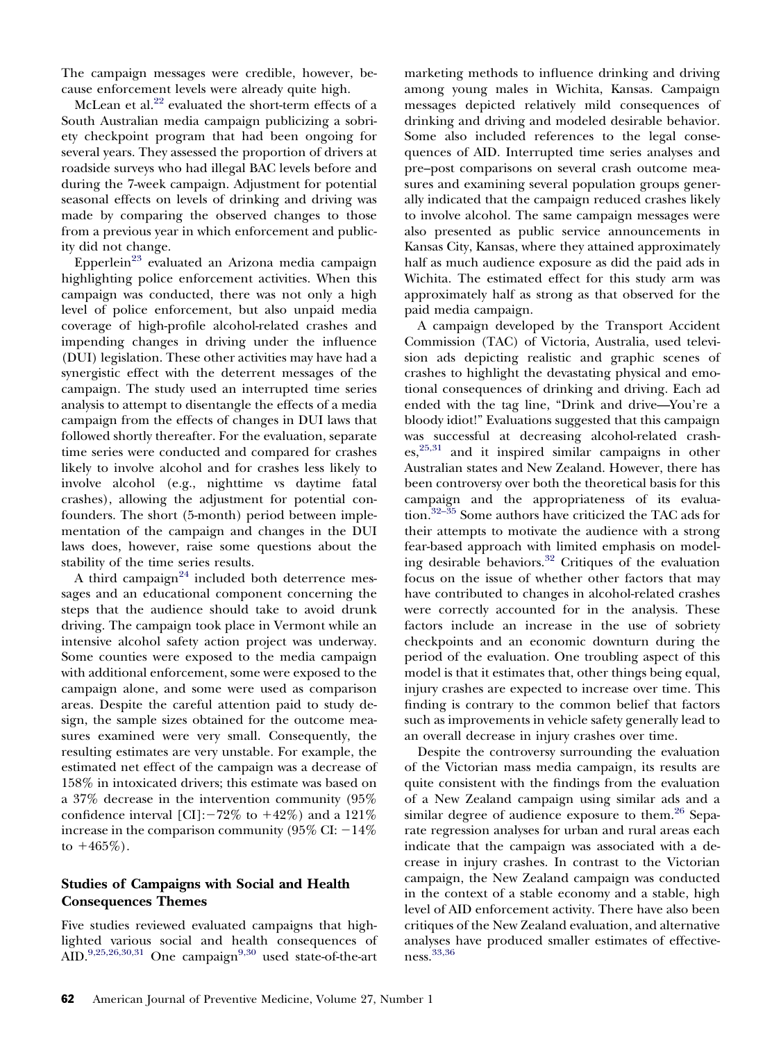The campaign messages were credible, however, because enforcement levels were already quite high.

McLean et al.[22] evaluated the short-term effects of a South Australian media campaign publicizing a sobriety checkpoint program that had been ongoing for several years. They assessed the proportion of drivers at roadside surveys who had illegal BAC levels before and during the 7-week campaign. Adjustment for potential seasonal effects on levels of drinking and driving was made by comparing the observed changes to those from a previous year in which enforcement and publicity did not change.

Epperlein[23] evaluated an Arizona media campaign highlighting police enforcement activities. When this campaign was conducted, there was not only a high level of police enforcement, but also unpaid media coverage of high-profile alcohol-related crashes and impending changes in driving under the influence (DUI) legislation. These other activities may have had a synergistic effect with the deterrent messages of the campaign. The study used an interrupted time series analysis to attempt to disentangle the effects of a media campaign from the effects of changes in DUI laws that followed shortly thereafter. For the evaluation, separate time series were conducted and compared for crashes likely to involve alcohol and for crashes less likely to involve alcohol (e.g., nighttime vs daytime fatal crashes), allowing the adjustment for potential confounders. The short (5-month) period between implementation of the campaign and changes in the DUI laws does, however, raise some questions about the stability of the time series results.

A third campaign[24] included both deterrence messages and an educational component concerning the steps that the audience should take to avoid drunk driving. The campaign took place in Vermont while an intensive alcohol safety action project was underway. Some counties were exposed to the media campaign with additional enforcement, some were exposed to the campaign alone, and some were used as comparison areas. Despite the careful attention paid to study design, the sample sizes obtained for the outcome measures examined were very small. Consequently, the resulting estimates are very unstable. For example, the estimated net effect of the campaign was a decrease of 158% in intoxicated drivers; this estimate was based on a 37% decrease in the intervention community (95% confidence interval [CI]: −72% to +42%) and a 121% increase in the comparison community (95% CI: −14% to +465%).

## Studies of Campaigns with Social and Health Consequences Themes

Five studies reviewed evaluated campaigns that highlighted various social and health consequences of AID.[9,25,26,30,31] One campaign[9,30] used state-of-the-art marketing methods to influence drinking and driving among young males in Wichita, Kansas. Campaign messages depicted relatively mild consequences of drinking and driving and modeled desirable behavior. Some also included references to the legal consequences of AID. Interrupted time series analyses and pre–post comparisons on several crash outcome measures and examining several population groups generally indicated that the campaign reduced crashes likely to involve alcohol. The same campaign messages were also presented as public service announcements in Kansas City, Kansas, where they attained approximately half as much audience exposure as did the paid ads in Wichita. The estimated effect for this study arm was approximately half as strong as that observed for the paid media campaign.

A campaign developed by the Transport Accident Commission (TAC) of Victoria, Australia, used television ads depicting realistic and graphic scenes of crashes to highlight the devastating physical and emotional consequences of drinking and driving. Each ad ended with the tag line, "Drink and drive—You're a bloody idiot!" Evaluations suggested that this campaign was successful at decreasing alcohol-related crashes,[25,31] and it inspired similar campaigns in other Australian states and New Zealand. However, there has been controversy over both the theoretical basis for this campaign and the appropriateness of its evaluation.[32–35] Some authors have criticized the TAC ads for their attempts to motivate the audience with a strong fear-based approach with limited emphasis on modeling desirable behaviors.[32] Critiques of the evaluation focus on the issue of whether other factors that may have contributed to changes in alcohol-related crashes were correctly accounted for in the analysis. These factors include an increase in the use of sobriety checkpoints and an economic downturn during the period of the evaluation. One troubling aspect of this model is that it estimates that, other things being equal, injury crashes are expected to increase over time. This finding is contrary to the common belief that factors such as improvements in vehicle safety generally lead to an overall decrease in injury crashes over time.

Despite the controversy surrounding the evaluation of the Victorian mass media campaign, its results are quite consistent with the findings from the evaluation of a New Zealand campaign using similar ads and a similar degree of audience exposure to them.[26] Separate regression analyses for urban and rural areas each indicate that the campaign was associated with a decrease in injury crashes. In contrast to the Victorian campaign, the New Zealand campaign was conducted in the context of a stable economy and a stable, high level of AID enforcement activity. There have also been critiques of the New Zealand evaluation, and alternative analyses have produced smaller estimates of effectiveness.[33,36]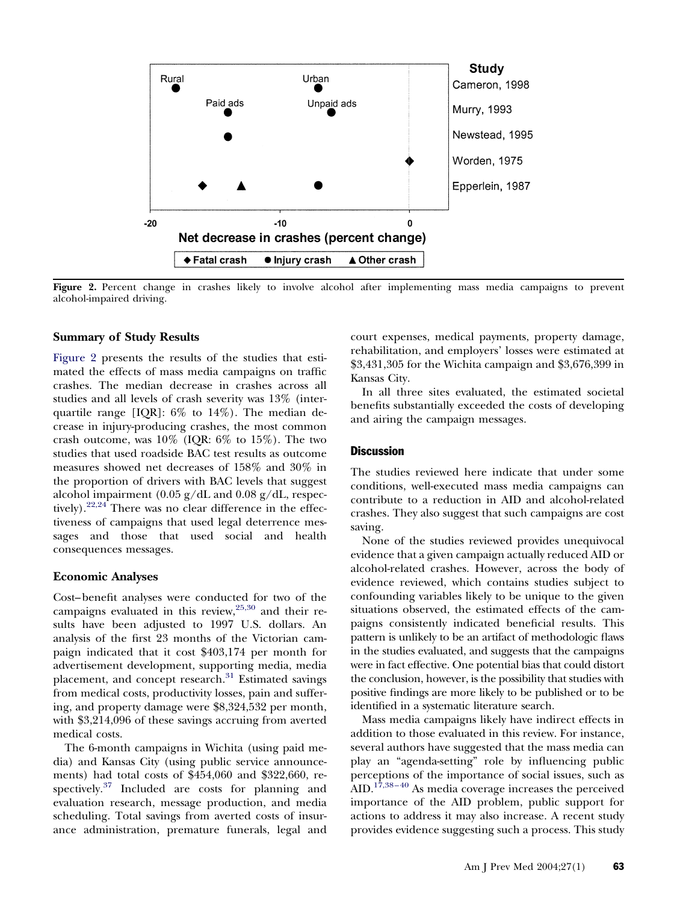Study

Rural

Urban

Cameron, 1998

Paid ads

Unpaid ads

Murry, 1993

Newstead, 1995

Worden, 1975

Epperlein, 1987

-20

-10

0

Net decrease in crashes (percent change)

◆ Fatal crash ● Injury crash ▲ Other crash

**Figure 2.** Percent change in crashes likely to involve alcohol after implementing mass media campaigns to prevent alcohol-impaired driving.

### Summary of Study Results

Figure 2 presents the results of the studies that estimated the effects of mass media campaigns on traffic crashes. The median decrease in crashes across all studies and all levels of crash severity was 13% (interquartile range [IQR]: 6% to 14%). The median decrease in injury-producing crashes, the most common crash outcome, was 10% (IQR: 6% to 15%). The two studies that used roadside BAC test results as outcome measures showed net decreases of 158% and 30% in the proportion of drivers with BAC levels that suggest alcohol impairment (0.05 g/dL and 0.08 g/dL, respectively).[22,24] There was no clear difference in the effectiveness of campaigns that used legal deterrence messages and those that used social and health consequences messages.

### Economic Analyses

Cost–benefit analyses were conducted for two of the campaigns evaluated in this review,[25,30] and their results have been adjusted to 1997 U.S. dollars. An analysis of the first 23 months of the Victorian campaign indicated that it cost $403,174 per month for advertisement development, supporting media, media placement, and concept research.[31] Estimated savings from medical costs, productivity losses, pain and suffering, and property damage were $8,324,532 per month, with $3,214,096 of these savings accruing from averted medical costs.

The 6-month campaigns in Wichita (using paid media) and Kansas City (using public service announcements) had total costs of $454,060 and $322,660, respectively.[37] Included are costs for planning and evaluation research, message production, and media scheduling. Total savings from averted costs of insurance administration, premature funerals, legal and court expenses, medical payments, property damage, rehabilitation, and employers' losses were estimated at $3,431,305 for the Wichita campaign and $3,676,399 in Kansas City.

In all three sites evaluated, the estimated societal benefits substantially exceeded the costs of developing and airing the campaign messages.

## Discussion

The studies reviewed here indicate that under some conditions, well-executed mass media campaigns can contribute to a reduction in AID and alcohol-related crashes. They also suggest that such campaigns are cost saving.

None of the studies reviewed provides unequivocal evidence that a given campaign actually reduced AID or alcohol-related crashes. However, across the body of evidence reviewed, which contains studies subject to confounding variables likely to be unique to the given situations observed, the estimated effects of the campaigns consistently indicated beneficial results. This pattern is unlikely to be an artifact of methodologic flaws in the studies evaluated, and suggests that the campaigns were in fact effective. One potential bias that could distort the conclusion, however, is the possibility that studies with positive findings are more likely to be published or to be identified in a systematic literature search.

Mass media campaigns likely have indirect effects in addition to those evaluated in this review. For instance, several authors have suggested that the mass media can play an "agenda-setting" role by influencing public perceptions of the importance of social issues, such as AID.[17,38–40] As media coverage increases the perceived importance of the AID problem, public support for actions to address it may also increase. A recent study provides evidence suggesting such a process. This study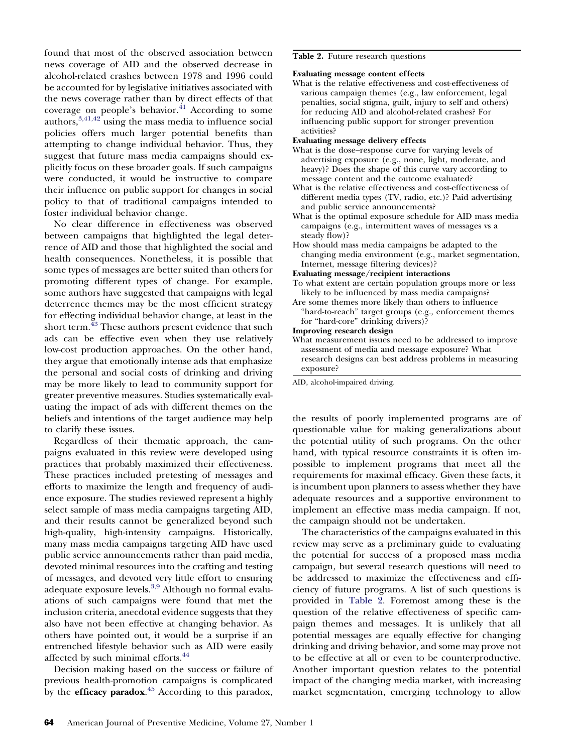found that most of the observed association between news coverage of AID and the observed decrease in alcohol-related crashes between 1978 and 1996 could be accounted for by legislative initiatives associated with the news coverage rather than by direct effects of that coverage on people's behavior.[41] According to some authors,[3,41,42] using the mass media to influence social policies offers much larger potential benefits than attempting to change individual behavior. Thus, they suggest that future mass media campaigns should explicitly focus on these broader goals. If such campaigns were conducted, it would be instructive to compare their influence on public support for changes in social policy to that of traditional campaigns intended to foster individual behavior change.

No clear difference in effectiveness was observed between campaigns that highlighted the legal deterrence of AID and those that highlighted the social and health consequences. Nonetheless, it is possible that some types of messages are better suited than others for promoting different types of change. For example, some authors have suggested that campaigns with legal deterrence themes may be the most efficient strategy for effecting individual behavior change, at least in the short term.[43] These authors present evidence that such ads can be effective even when they use relatively low-cost production approaches. On the other hand, they argue that emotionally intense ads that emphasize the personal and social costs of drinking and driving may be more likely to lead to community support for greater preventive measures. Studies systematically evaluating the impact of ads with different themes on the beliefs and intentions of the target audience may help to clarify these issues.

Regardless of their thematic approach, the campaigns evaluated in this review were developed using practices that probably maximized their effectiveness. These practices included pretesting of messages and efforts to maximize the length and frequency of audience exposure. The studies reviewed represent a highly select sample of mass media campaigns targeting AID, and their results cannot be generalized beyond such high-quality, high-intensity campaigns. Historically, many mass media campaigns targeting AID have used public service announcements rather than paid media, devoted minimal resources into the crafting and testing of messages, and devoted very little effort to ensuring adequate exposure levels.[3,9] Although no formal evaluations of such campaigns were found that met the inclusion criteria, anecdotal evidence suggests that they also have not been effective at changing behavior. As others have pointed out, it would be a surprise if an entrenched lifestyle behavior such as AID were easily affected by such minimal efforts.[44]

Decision making based on the success or failure of previous health-promotion campaigns is complicated by the **efficacy paradox**.[45] According to this paradox, the results of poorly implemented programs are of questionable value for making generalizations about the potential utility of such programs. On the other hand, with typical resource constraints it is often impossible to implement programs that meet all the requirements for maximal efficacy. Given these facts, it is incumbent upon planners to assess whether they have adequate resources and a supportive environment to implement an effective mass media campaign. If not, the campaign should not be undertaken.

The characteristics of the campaigns evaluated in this review may serve as a preliminary guide to evaluating the potential for success of a proposed mass media campaign, but several research questions will need to be addressed to maximize the effectiveness and efficiency of future programs. A list of such questions is provided in Table 2. Foremost among these is the question of the relative effectiveness of specific campaign themes and messages. It is unlikely that all potential messages are equally effective for changing drinking and driving behavior, and some may prove not to be effective at all or even to be counterproductive. Another important question relates to the potential impact of the changing media market, with increasing market segmentation, emerging technology to allow

**Table 2.** Future research questions

**Evaluating message content effects**

What is the relative effectiveness and cost-effectiveness of various campaign themes (e.g., law enforcement, legal penalties, social stigma, guilt, injury to self and others) for reducing AID and alcohol-related crashes? For influencing public support for stronger prevention activities?

**Evaluating message delivery effects**

What is the dose–response curve for varying levels of advertising exposure (e.g., none, light, moderate, and heavy)? Does the shape of this curve vary according to message content and the outcome evaluated?

What is the relative effectiveness and cost-effectiveness of different media types (TV, radio, etc.)? Paid advertising and public service announcements?

What is the optimal exposure schedule for AID mass media campaigns (e.g., intermittent waves of messages vs a steady flow)?

How should mass media campaigns be adapted to the changing media environment (e.g., market segmentation, Internet, message filtering devices)?

**Evaluating message/recipient interactions**

To what extent are certain population groups more or less likely to be influenced by mass media campaigns?

Are some themes more likely than others to influence "hard-to-reach" target groups (e.g., enforcement themes for "hard-core" drinking drivers)?

**Improving research design**

What measurement issues need to be addressed to improve assessment of media and message exposure? What research designs can best address problems in measuring exposure?

AID, alcohol-impaired driving.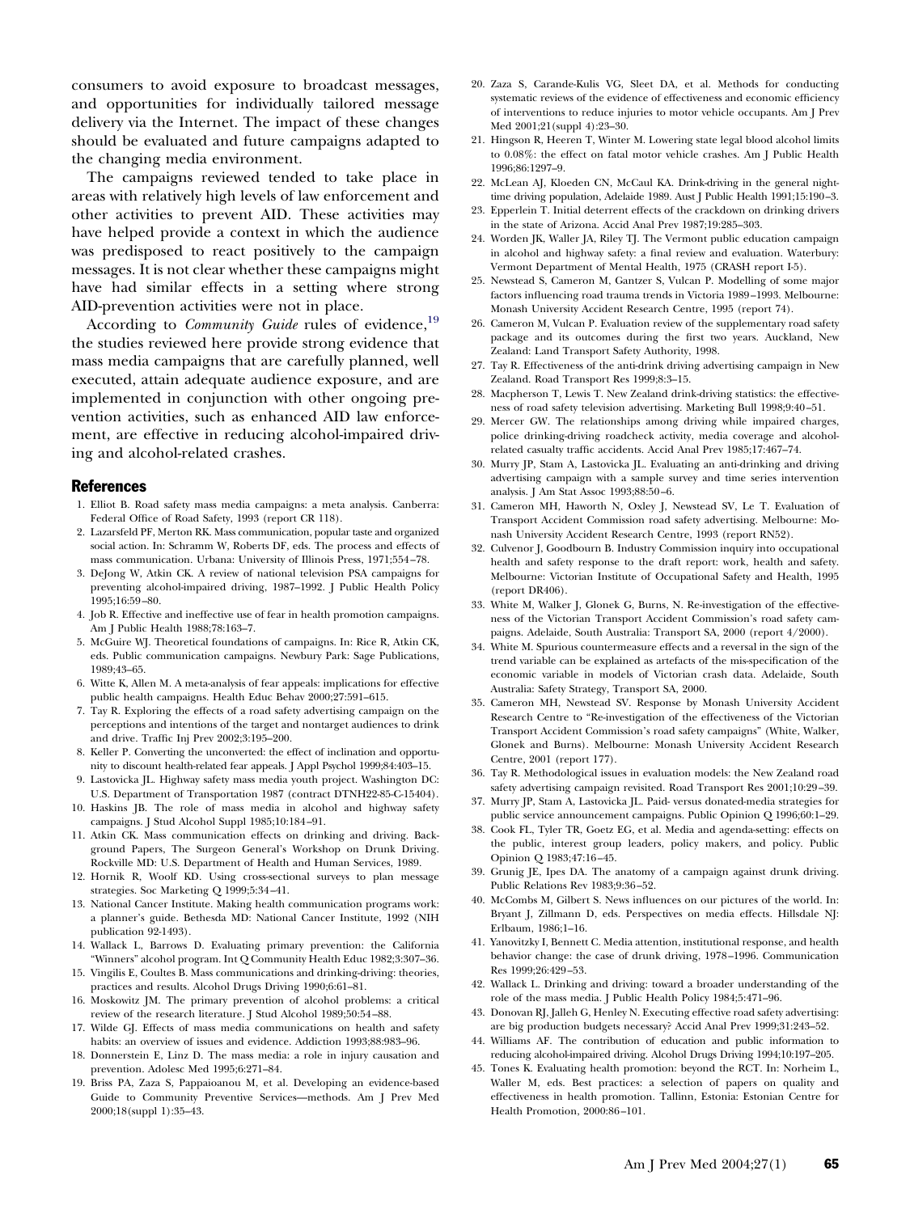consumers to avoid exposure to broadcast messages, and opportunities for individually tailored message delivery via the Internet. The impact of these changes should be evaluated and future campaigns adapted to the changing media environment.

The campaigns reviewed tended to take place in areas with relatively high levels of law enforcement and other activities to prevent AID. These activities may have helped provide a context in which the audience was predisposed to react positively to the campaign messages. It is not clear whether these campaigns might have had similar effects in a setting where strong AID-prevention activities were not in place.

According to *Community Guide* rules of evidence,[19] the studies reviewed here provide strong evidence that mass media campaigns that are carefully planned, well executed, attain adequate audience exposure, and are implemented in conjunction with other ongoing prevention activities, such as enhanced AID law enforcement, are effective in reducing alcohol-impaired driving and alcohol-related crashes.

## References

1. Elliot B. Road safety mass media campaigns: a meta analysis. Canberra: Federal Office of Road Safety, 1993 (report CR 118).
2. Lazarsfeld PF, Merton RK. Mass communication, popular taste and organized social action. In: Schramm W, Roberts DF, eds. The process and effects of mass communication. Urbana: University of Illinois Press, 1971;554–78.
3. DeJong W, Atkin CK. A review of national television PSA campaigns for preventing alcohol-impaired driving, 1987–1992. J Public Health Policy 1995;16:59–80.
4. Job R. Effective and ineffective use of fear in health promotion campaigns. Am J Public Health 1988;78:163–7.
5. McGuire WJ. Theoretical foundations of campaigns. In: Rice R, Atkin CK, eds. Public communication campaigns. Newbury Park: Sage Publications, 1989;43–65.
6. Witte K, Allen M. A meta-analysis of fear appeals: implications for effective public health campaigns. Health Educ Behav 2000;27:591–615.
7. Tay R. Exploring the effects of a road safety advertising campaign on the perceptions and intentions of the target and nontarget audiences to drink and drive. Traffic Inj Prev 2002;3:195–200.
8. Keller P. Converting the unconverted: the effect of inclination and opportunity to discount health-related fear appeals. J Appl Psychol 1999;84:403–15.
9. Lastovicka JL. Highway safety mass media youth project. Washington DC: U.S. Department of Transportation 1987 (contract DTNH22-85-C-15404).
10. Haskins JB. The role of mass media in alcohol and highway safety campaigns. J Stud Alcohol Suppl 1985;10:184–91.
11. Atkin CK. Mass communication effects on drinking and driving. Background Papers, The Surgeon General's Workshop on Drunk Driving. Rockville MD: U.S. Department of Health and Human Services, 1989.
12. Hornik R, Woolf KD. Using cross-sectional surveys to plan message strategies. Soc Marketing Q 1999;5:34–41.
13. National Cancer Institute. Making health communication programs work: a planner's guide. Bethesda MD: National Cancer Institute, 1992 (NIH publication 92-1493).
14. Wallack L, Barrows D. Evaluating primary prevention: the California "Winners" alcohol program. Int Q Community Health Educ 1982;3:307–36.
15. Vingilis E, Coultes B. Mass communications and drinking-driving: theories, practices and results. Alcohol Drugs Driving 1990;6:61–81.
16. Moskowitz JM. The primary prevention of alcohol problems: a critical review of the research literature. J Stud Alcohol 1989;50:54–88.
17. Wilde GJ. Effects of mass media communications on health and safety habits: an overview of issues and evidence. Addiction 1993;88:983–96.
18. Donnerstein E, Linz D. The mass media: a role in injury causation and prevention. Adolesc Med 1995;6:271–84.
19. Briss PA, Zaza S, Pappaioanou M, et al. Developing an evidence-based Guide to Community Preventive Services—methods. Am J Prev Med 2000;18(suppl 1):35–43.
20. Zaza S, Carande-Kulis VG, Sleet DA, et al. Methods for conducting systematic reviews of the evidence of effectiveness and economic efficiency of interventions to reduce injuries to motor vehicle occupants. Am J Prev Med 2001;21(suppl 4):23–30.
21. Hingson R, Heeren T, Winter M. Lowering state legal blood alcohol limits to 0.08%: the effect on fatal motor vehicle crashes. Am J Public Health 1996;86:1297–9.
22. McLean AJ, Kloeden CN, McCaul KA. Drink-driving in the general nighttime driving population, Adelaide 1989. Aust J Public Health 1991;15:190–3.
23. Epperlein T. Initial deterrent effects of the crackdown on drinking drivers in the state of Arizona. Accid Anal Prev 1987;19:285–303.
24. Worden JK, Waller JA, Riley TJ. The Vermont public education campaign in alcohol and highway safety: a final review and evaluation. Waterbury: Vermont Department of Mental Health, 1975 (CRASH report I-5).
25. Newstead S, Cameron M, Gantzer S, Vulcan P. Modelling of some major factors influencing road trauma trends in Victoria 1989–1993. Melbourne: Monash University Accident Research Centre, 1995 (report 74).
26. Cameron M, Vulcan P. Evaluation review of the supplementary road safety package and its outcomes during the first two years. Auckland, New Zealand: Land Transport Safety Authority, 1998.
27. Tay R. Effectiveness of the anti-drink driving advertising campaign in New Zealand. Road Transport Res 1999;8:3–15.
28. Macpherson T, Lewis T. New Zealand drink-driving statistics: the effectiveness of road safety television advertising. Marketing Bull 1998;9:40–51.
29. Mercer GW. The relationships among driving while impaired charges, police drinking-driving roadcheck activity, media coverage and alcohol-related casualty traffic accidents. Accid Anal Prev 1985;17:467–74.
30. Murry JP, Stam A, Lastovicka JL. Evaluating an anti-drinking and driving advertising campaign with a sample survey and time series intervention analysis. J Am Stat Assoc 1993;88:50–6.
31. Cameron MH, Haworth N, Oxley J, Newstead SV, Le T. Evaluation of Transport Accident Commission road safety advertising. Melbourne: Monash University Accident Research Centre, 1993 (report RN52).
32. Culvenor J, Goodbourn B. Industry Commission inquiry into occupational health and safety response to the draft report: work, health and safety. Melbourne: Victorian Institute of Occupational Safety and Health, 1995 (report DR406).
33. White M, Walker J, Glonek G, Burns, N. Re-investigation of the effectiveness of the Victorian Transport Accident Commission's road safety campaigns. Adelaide, South Australia: Transport SA, 2000 (report 4/2000).
34. White M. Spurious countermeasure effects and a reversal in the sign of the trend variable can be explained as artefacts of the mis-specification of the economic variable in models of Victorian crash data. Adelaide, South Australia: Safety Strategy, Transport SA, 2000.
35. Cameron MH, Newstead SV. Response by Monash University Accident Research Centre to "Re-investigation of the effectiveness of the Victorian Transport Accident Commission's road safety campaigns" (White, Walker, Glonek and Burns). Melbourne: Monash University Accident Research Centre, 2001 (report 177).
36. Tay R. Methodological issues in evaluation models: the New Zealand road safety advertising campaign revisited. Road Transport Res 2001;10:29–39.
37. Murry JP, Stam A, Lastovicka JL. Paid- versus donated-media strategies for public service announcement campaigns. Public Opinion Q 1996;60:1–29.
38. Cook FL, Tyler TR, Goetz EG, et al. Media and agenda-setting: effects on the public, interest group leaders, policy makers, and policy. Public Opinion Q 1983;47:16–45.
39. Grunig JE, Ipes DA. The anatomy of a campaign against drunk driving. Public Relations Rev 1983;9:36–52.
40. McCombs M, Gilbert S. News influences on our pictures of the world. In: Bryant J, Zillmann D, eds. Perspectives on media effects. Hillsdale NJ: Erlbaum, 1986;1–16.
41. Yanovitzky I, Bennett C. Media attention, institutional response, and health behavior change: the case of drunk driving, 1978–1996. Communication Res 1999;26:429–53.
42. Wallack L. Drinking and driving: toward a broader understanding of the role of the mass media. J Public Health Policy 1984;5:471–96.
43. Donovan RJ, Jalleh G, Henley N. Executing effective road safety advertising: are big production budgets necessary? Accid Anal Prev 1999;31:243–52.
44. Williams AF. The contribution of education and public information to reducing alcohol-impaired driving. Alcohol Drugs Driving 1994;10:197–205.
45. Tones K. Evaluating health promotion: beyond the RCT. In: Norheim L, Waller M, eds. Best practices: a selection of papers on quality and effectiveness in health promotion. Tallinn, Estonia: Estonian Centre for Health Promotion, 2000:86–101.